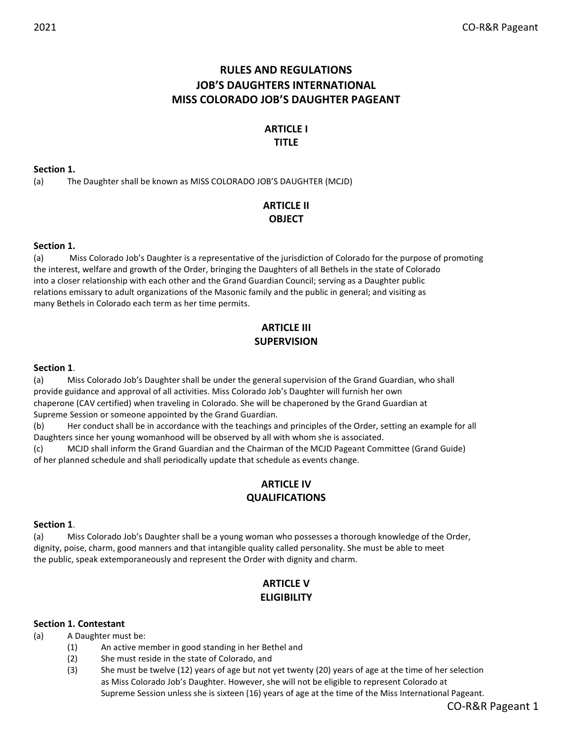# RULES AND REGULATIONS
# JOB'S DAUGHTERS INTERNATIONAL
# MISS COLORADO JOB'S DAUGHTER PAGEANT

## ARTICLE I
## TITLE

**Section 1.**

(a) The Daughter shall be known as MISS COLORADO JOB'S DAUGHTER (MCJD)

## ARTICLE II
## OBJECT

**Section 1.**

(a) Miss Colorado Job's Daughter is a representative of the jurisdiction of Colorado for the purpose of promoting the interest, welfare and growth of the Order, bringing the Daughters of all Bethels in the state of Colorado into a closer relationship with each other and the Grand Guardian Council; serving as a Daughter public relations emissary to adult organizations of the Masonic family and the public in general; and visiting as many Bethels in Colorado each term as her time permits.

## ARTICLE III
## SUPERVISION

**Section 1**.

(a) Miss Colorado Job's Daughter shall be under the general supervision of the Grand Guardian, who shall provide guidance and approval of all activities. Miss Colorado Job's Daughter will furnish her own chaperone (CAV certified) when traveling in Colorado. She will be chaperoned by the Grand Guardian at Supreme Session or someone appointed by the Grand Guardian.

(b) Her conduct shall be in accordance with the teachings and principles of the Order, setting an example for all Daughters since her young womanhood will be observed by all with whom she is associated.

(c) MCJD shall inform the Grand Guardian and the Chairman of the MCJD Pageant Committee (Grand Guide) of her planned schedule and shall periodically update that schedule as events change.

## ARTICLE IV
## QUALIFICATIONS

**Section 1**.

(a) Miss Colorado Job's Daughter shall be a young woman who possesses a thorough knowledge of the Order, dignity, poise, charm, good manners and that intangible quality called personality. She must be able to meet the public, speak extemporaneously and represent the Order with dignity and charm.

## ARTICLE V
## ELIGIBILITY

**Section 1. Contestant**

(a) A Daughter must be:

(1) An active member in good standing in her Bethel and

(2) She must reside in the state of Colorado, and

(3) She must be twelve (12) years of age but not yet twenty (20) years of age at the time of her selection as Miss Colorado Job's Daughter. However, she will not be eligible to represent Colorado at Supreme Session unless she is sixteen (16) years of age at the time of the Miss International Pageant.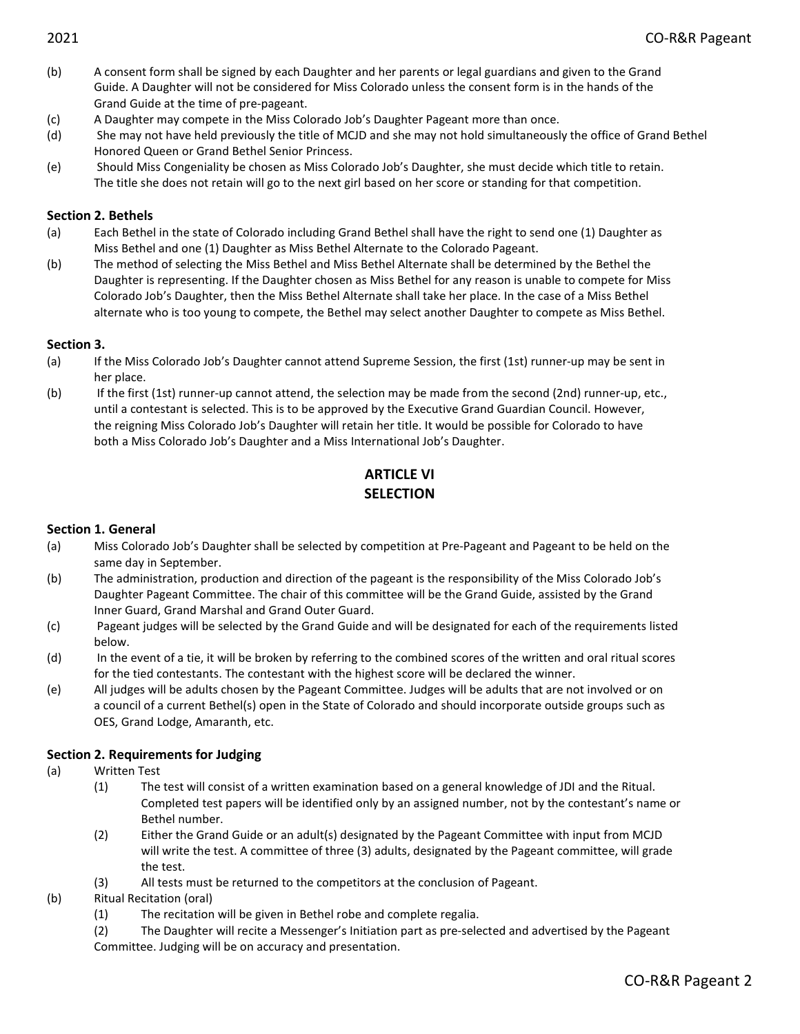(b) A consent form shall be signed by each Daughter and her parents or legal guardians and given to the Grand Guide. A Daughter will not be considered for Miss Colorado unless the consent form is in the hands of the Grand Guide at the time of pre-pageant.

(c) A Daughter may compete in the Miss Colorado Job's Daughter Pageant more than once.

(d) She may not have held previously the title of MCJD and she may not hold simultaneously the office of Grand Bethel Honored Queen or Grand Bethel Senior Princess.

(e) Should Miss Congeniality be chosen as Miss Colorado Job's Daughter, she must decide which title to retain. The title she does not retain will go to the next girl based on her score or standing for that competition.

### Section 2. Bethels

(a) Each Bethel in the state of Colorado including Grand Bethel shall have the right to send one (1) Daughter as Miss Bethel and one (1) Daughter as Miss Bethel Alternate to the Colorado Pageant.

(b) The method of selecting the Miss Bethel and Miss Bethel Alternate shall be determined by the Bethel the Daughter is representing. If the Daughter chosen as Miss Bethel for any reason is unable to compete for Miss Colorado Job's Daughter, then the Miss Bethel Alternate shall take her place. In the case of a Miss Bethel alternate who is too young to compete, the Bethel may select another Daughter to compete as Miss Bethel.

### Section 3.

(a) If the Miss Colorado Job's Daughter cannot attend Supreme Session, the first (1st) runner-up may be sent in her place.

(b) If the first (1st) runner-up cannot attend, the selection may be made from the second (2nd) runner-up, etc., until a contestant is selected. This is to be approved by the Executive Grand Guardian Council. However, the reigning Miss Colorado Job's Daughter will retain her title. It would be possible for Colorado to have both a Miss Colorado Job's Daughter and a Miss International Job's Daughter.

## ARTICLE VI
## SELECTION

### Section 1. General

(a) Miss Colorado Job's Daughter shall be selected by competition at Pre-Pageant and Pageant to be held on the same day in September.

(b) The administration, production and direction of the pageant is the responsibility of the Miss Colorado Job's Daughter Pageant Committee. The chair of this committee will be the Grand Guide, assisted by the Grand Inner Guard, Grand Marshal and Grand Outer Guard.

(c) Pageant judges will be selected by the Grand Guide and will be designated for each of the requirements listed below.

(d) In the event of a tie, it will be broken by referring to the combined scores of the written and oral ritual scores for the tied contestants. The contestant with the highest score will be declared the winner.

(e) All judges will be adults chosen by the Pageant Committee. Judges will be adults that are not involved or on a council of a current Bethel(s) open in the State of Colorado and should incorporate outside groups such as OES, Grand Lodge, Amaranth, etc.

### Section 2. Requirements for Judging

(a) Written Test

  (1) The test will consist of a written examination based on a general knowledge of JDI and the Ritual. Completed test papers will be identified only by an assigned number, not by the contestant's name or Bethel number.

  (2) Either the Grand Guide or an adult(s) designated by the Pageant Committee with input from MCJD will write the test. A committee of three (3) adults, designated by the Pageant committee, will grade the test.

  (3) All tests must be returned to the competitors at the conclusion of Pageant.

(b) Ritual Recitation (oral)

  (1) The recitation will be given in Bethel robe and complete regalia.

  (2) The Daughter will recite a Messenger's Initiation part as pre-selected and advertised by the Pageant Committee. Judging will be on accuracy and presentation.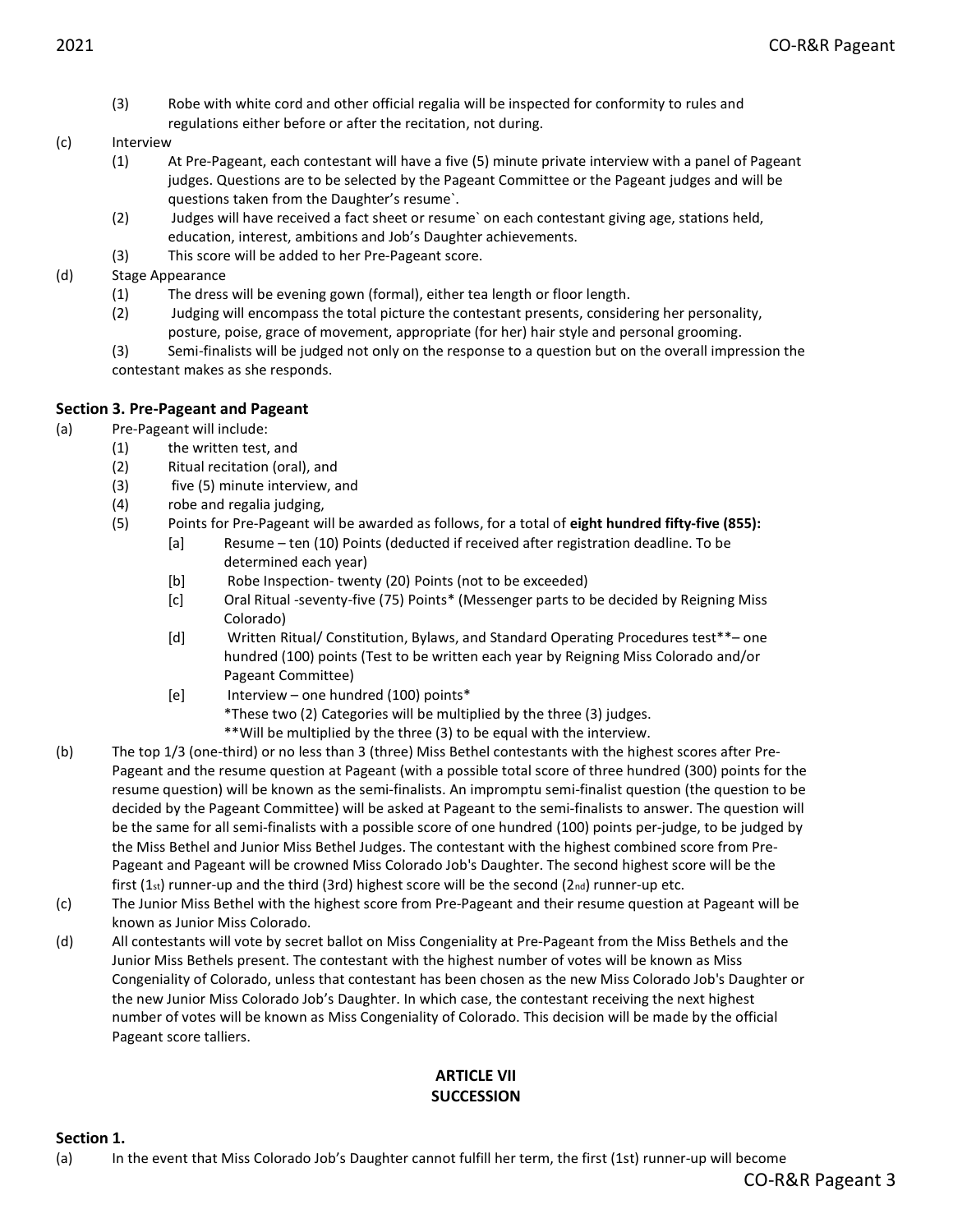(3) Robe with white cord and other official regalia will be inspected for conformity to rules and regulations either before or after the recitation, not during.

(c) Interview

(1) At Pre-Pageant, each contestant will have a five (5) minute private interview with a panel of Pageant judges. Questions are to be selected by the Pageant Committee or the Pageant judges and will be questions taken from the Daughter's resume`.

(2) Judges will have received a fact sheet or resume` on each contestant giving age, stations held, education, interest, ambitions and Job's Daughter achievements.

(3) This score will be added to her Pre-Pageant score.

(d) Stage Appearance

(1) The dress will be evening gown (formal), either tea length or floor length.

(2) Judging will encompass the total picture the contestant presents, considering her personality, posture, poise, grace of movement, appropriate (for her) hair style and personal grooming.

(3) Semi-finalists will be judged not only on the response to a question but on the overall impression the contestant makes as she responds.

### Section 3. Pre-Pageant and Pageant

(a) Pre-Pageant will include:

(1) the written test, and

(2) Ritual recitation (oral), and

(3) five (5) minute interview, and

(4) robe and regalia judging,

(5) Points for Pre-Pageant will be awarded as follows, for a total of **eight hundred fifty-five (855):**

[a] Resume – ten (10) Points (deducted if received after registration deadline. To be determined each year)

[b] Robe Inspection- twenty (20) Points (not to be exceeded)

[c] Oral Ritual -seventy-five (75) Points* (Messenger parts to be decided by Reigning Miss Colorado)

[d] Written Ritual/ Constitution, Bylaws, and Standard Operating Procedures test**– one hundred (100) points (Test to be written each year by Reigning Miss Colorado and/or Pageant Committee)

[e] Interview – one hundred (100) points*

*These two (2) Categories will be multiplied by the three (3) judges.

**Will be multiplied by the three (3) to be equal with the interview.

(b) The top 1/3 (one-third) or no less than 3 (three) Miss Bethel contestants with the highest scores after Pre-Pageant and the resume question at Pageant (with a possible total score of three hundred (300) points for the resume question) will be known as the semi-finalists. An impromptu semi-finalist question (the question to be decided by the Pageant Committee) will be asked at Pageant to the semi-finalists to answer. The question will be the same for all semi-finalists with a possible score of one hundred (100) points per-judge, to be judged by the Miss Bethel and Junior Miss Bethel Judges. The contestant with the highest combined score from Pre-Pageant and Pageant will be crowned Miss Colorado Job's Daughter. The second highest score will be the first (1st) runner-up and the third (3rd) highest score will be the second (2nd) runner-up etc.

(c) The Junior Miss Bethel with the highest score from Pre-Pageant and their resume question at Pageant will be known as Junior Miss Colorado.

(d) All contestants will vote by secret ballot on Miss Congeniality at Pre-Pageant from the Miss Bethels and the Junior Miss Bethels present. The contestant with the highest number of votes will be known as Miss Congeniality of Colorado, unless that contestant has been chosen as the new Miss Colorado Job's Daughter or the new Junior Miss Colorado Job's Daughter. In which case, the contestant receiving the next highest number of votes will be known as Miss Congeniality of Colorado. This decision will be made by the official Pageant score talliers.

## ARTICLE VII
## SUCCESSION

### Section 1.

(a) In the event that Miss Colorado Job's Daughter cannot fulfill her term, the first (1st) runner-up will become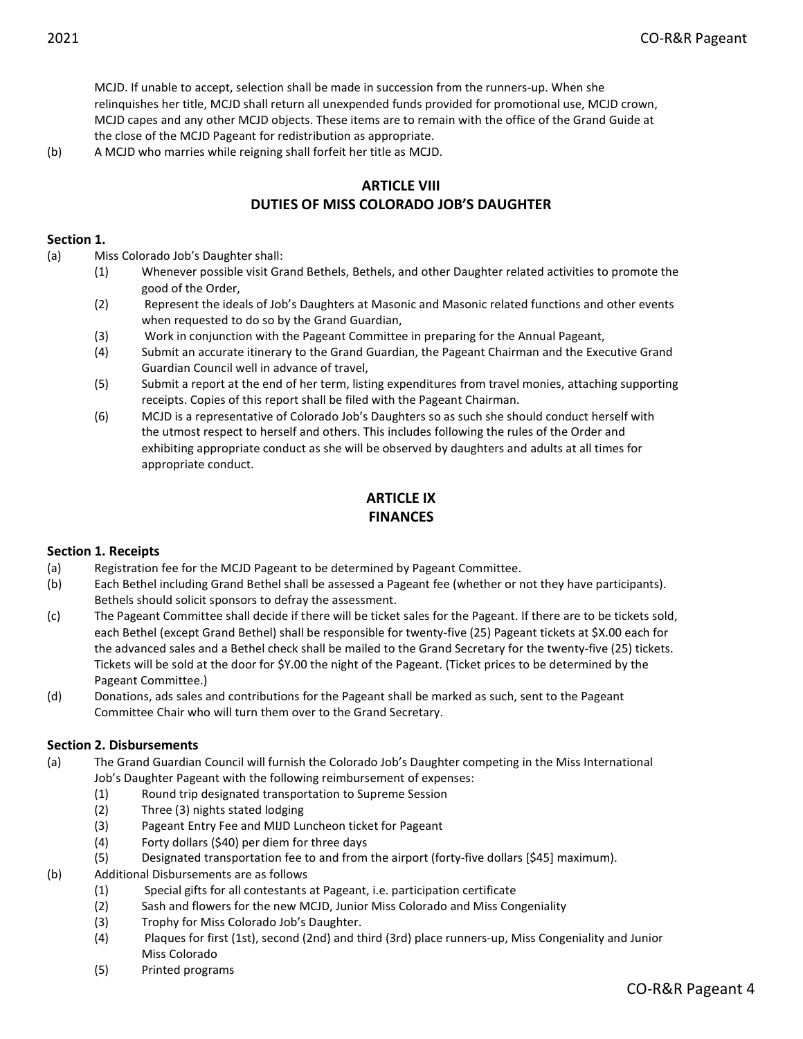MCJD. If unable to accept, selection shall be made in succession from the runners-up. When she relinquishes her title, MCJD shall return all unexpended funds provided for promotional use, MCJD crown, MCJD capes and any other MCJD objects. These items are to remain with the office of the Grand Guide at the close of the MCJD Pageant for redistribution as appropriate.

(b) A MCJD who marries while reigning shall forfeit her title as MCJD.

## ARTICLE VIII
## DUTIES OF MISS COLORADO JOB'S DAUGHTER

**Section 1.**

(a) Miss Colorado Job's Daughter shall:

- (1) Whenever possible visit Grand Bethels, Bethels, and other Daughter related activities to promote the good of the Order,
- (2) Represent the ideals of Job's Daughters at Masonic and Masonic related functions and other events when requested to do so by the Grand Guardian,
- (3) Work in conjunction with the Pageant Committee in preparing for the Annual Pageant,
- (4) Submit an accurate itinerary to the Grand Guardian, the Pageant Chairman and the Executive Grand Guardian Council well in advance of travel,
- (5) Submit a report at the end of her term, listing expenditures from travel monies, attaching supporting receipts. Copies of this report shall be filed with the Pageant Chairman.
- (6) MCJD is a representative of Colorado Job's Daughters so as such she should conduct herself with the utmost respect to herself and others. This includes following the rules of the Order and exhibiting appropriate conduct as she will be observed by daughters and adults at all times for appropriate conduct.

## ARTICLE IX
## FINANCES

**Section 1. Receipts**

(a) Registration fee for the MCJD Pageant to be determined by Pageant Committee.

(b) Each Bethel including Grand Bethel shall be assessed a Pageant fee (whether or not they have participants). Bethels should solicit sponsors to defray the assessment.

(c) The Pageant Committee shall decide if there will be ticket sales for the Pageant. If there are to be tickets sold, each Bethel (except Grand Bethel) shall be responsible for twenty-five (25) Pageant tickets at $X.00 each for the advanced sales and a Bethel check shall be mailed to the Grand Secretary for the twenty-five (25) tickets. Tickets will be sold at the door for $Y.00 the night of the Pageant. (Ticket prices to be determined by the Pageant Committee.)

(d) Donations, ads sales and contributions for the Pageant shall be marked as such, sent to the Pageant Committee Chair who will turn them over to the Grand Secretary.

**Section 2. Disbursements**

(a) The Grand Guardian Council will furnish the Colorado Job's Daughter competing in the Miss International Job's Daughter Pageant with the following reimbursement of expenses:

- (1) Round trip designated transportation to Supreme Session
- (2) Three (3) nights stated lodging
- (3) Pageant Entry Fee and MIJD Luncheon ticket for Pageant
- (4) Forty dollars ($40) per diem for three days
- (5) Designated transportation fee to and from the airport (forty-five dollars [$45] maximum).

(b) Additional Disbursements are as follows

- (1) Special gifts for all contestants at Pageant, i.e. participation certificate
- (2) Sash and flowers for the new MCJD, Junior Miss Colorado and Miss Congeniality
- (3) Trophy for Miss Colorado Job's Daughter.
- (4) Plaques for first (1st), second (2nd) and third (3rd) place runners-up, Miss Congeniality and Junior Miss Colorado
- (5) Printed programs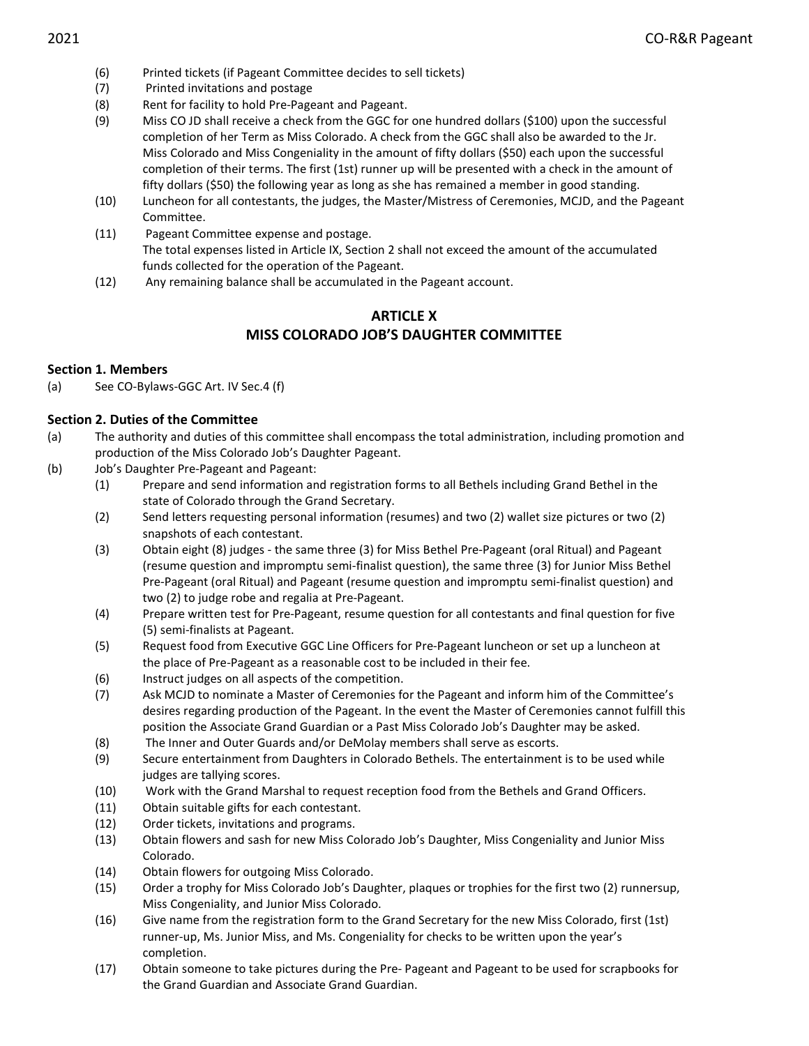(6) Printed tickets (if Pageant Committee decides to sell tickets)

(7) Printed invitations and postage

(8) Rent for facility to hold Pre-Pageant and Pageant.

(9) Miss CO JD shall receive a check from the GGC for one hundred dollars ($100) upon the successful completion of her Term as Miss Colorado. A check from the GGC shall also be awarded to the Jr. Miss Colorado and Miss Congeniality in the amount of fifty dollars ($50) each upon the successful completion of their terms. The first (1st) runner up will be presented with a check in the amount of fifty dollars ($50) the following year as long as she has remained a member in good standing.

(10) Luncheon for all contestants, the judges, the Master/Mistress of Ceremonies, MCJD, and the Pageant Committee.

(11) Pageant Committee expense and postage.
The total expenses listed in Article IX, Section 2 shall not exceed the amount of the accumulated funds collected for the operation of the Pageant.

(12) Any remaining balance shall be accumulated in the Pageant account.

## ARTICLE X
## MISS COLORADO JOB'S DAUGHTER COMMITTEE

**Section 1. Members**

(a) See CO-Bylaws-GGC Art. IV Sec.4 (f)

**Section 2. Duties of the Committee**

(a) The authority and duties of this committee shall encompass the total administration, including promotion and production of the Miss Colorado Job's Daughter Pageant.

(b) Job's Daughter Pre-Pageant and Pageant:

(1) Prepare and send information and registration forms to all Bethels including Grand Bethel in the state of Colorado through the Grand Secretary.

(2) Send letters requesting personal information (resumes) and two (2) wallet size pictures or two (2) snapshots of each contestant.

(3) Obtain eight (8) judges - the same three (3) for Miss Bethel Pre-Pageant (oral Ritual) and Pageant (resume question and impromptu semi-finalist question), the same three (3) for Junior Miss Bethel Pre-Pageant (oral Ritual) and Pageant (resume question and impromptu semi-finalist question) and two (2) to judge robe and regalia at Pre-Pageant.

(4) Prepare written test for Pre-Pageant, resume question for all contestants and final question for five (5) semi-finalists at Pageant.

(5) Request food from Executive GGC Line Officers for Pre-Pageant luncheon or set up a luncheon at the place of Pre-Pageant as a reasonable cost to be included in their fee.

(6) Instruct judges on all aspects of the competition.

(7) Ask MCJD to nominate a Master of Ceremonies for the Pageant and inform him of the Committee's desires regarding production of the Pageant. In the event the Master of Ceremonies cannot fulfill this position the Associate Grand Guardian or a Past Miss Colorado Job's Daughter may be asked.

(8) The Inner and Outer Guards and/or DeMolay members shall serve as escorts.

(9) Secure entertainment from Daughters in Colorado Bethels. The entertainment is to be used while judges are tallying scores.

(10) Work with the Grand Marshal to request reception food from the Bethels and Grand Officers.

(11) Obtain suitable gifts for each contestant.

(12) Order tickets, invitations and programs.

(13) Obtain flowers and sash for new Miss Colorado Job's Daughter, Miss Congeniality and Junior Miss Colorado.

(14) Obtain flowers for outgoing Miss Colorado.

(15) Order a trophy for Miss Colorado Job's Daughter, plaques or trophies for the first two (2) runnersup, Miss Congeniality, and Junior Miss Colorado.

(16) Give name from the registration form to the Grand Secretary for the new Miss Colorado, first (1st) runner-up, Ms. Junior Miss, and Ms. Congeniality for checks to be written upon the year's completion.

(17) Obtain someone to take pictures during the Pre- Pageant and Pageant to be used for scrapbooks for the Grand Guardian and Associate Grand Guardian.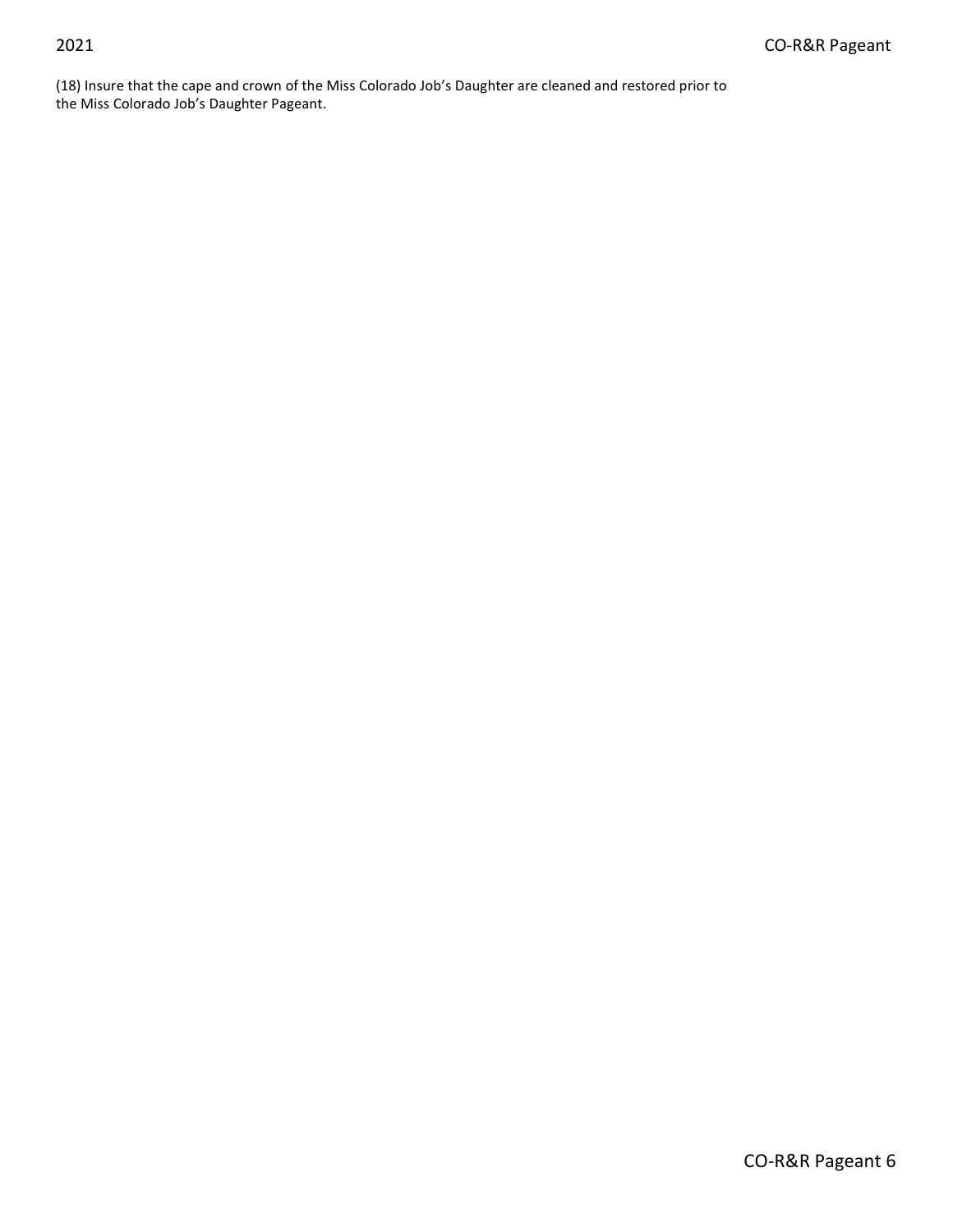(18) Insure that the cape and crown of the Miss Colorado Job's Daughter are cleaned and restored prior to the Miss Colorado Job's Daughter Pageant.